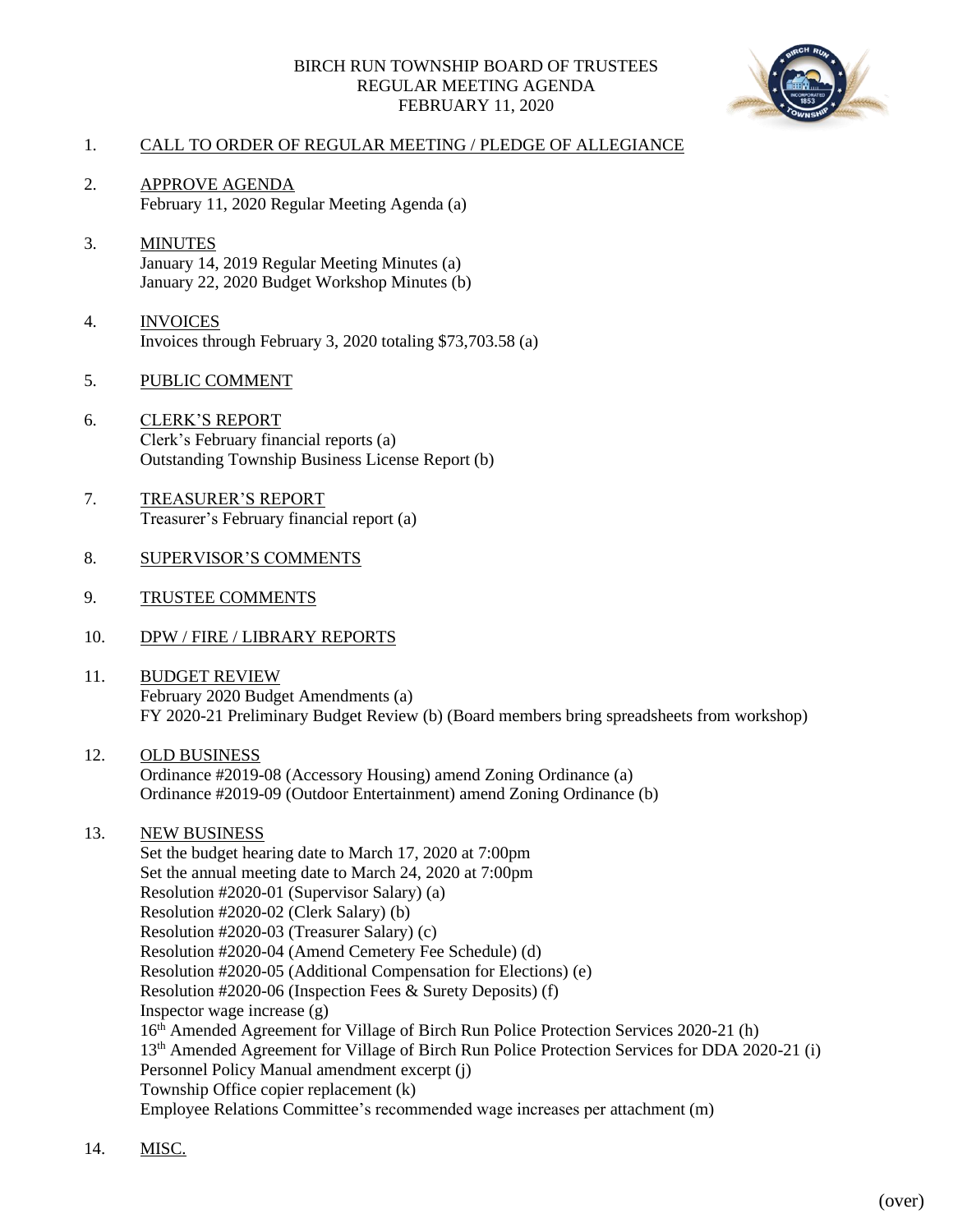BIRCH RUN TOWNSHIP BOARD OF TRUSTEES
REGULAR MEETING AGENDA
FEBRUARY 11, 2020

1. CALL TO ORDER OF REGULAR MEETING / PLEDGE OF ALLEGIANCE

2. APPROVE AGENDA
   February 11, 2020 Regular Meeting Agenda (a)

3. MINUTES
   January 14, 2019 Regular Meeting Minutes (a)
   January 22, 2020 Budget Workshop Minutes (b)

4. INVOICES
   Invoices through February 3, 2020 totaling $73,703.58 (a)

5. PUBLIC COMMENT

6. CLERK'S REPORT
   Clerk's February financial reports (a)
   Outstanding Township Business License Report (b)

7. TREASURER'S REPORT
   Treasurer's February financial report (a)

8. SUPERVISOR'S COMMENTS

9. TRUSTEE COMMENTS

10. DPW / FIRE / LIBRARY REPORTS

11. BUDGET REVIEW
    February 2020 Budget Amendments (a)
    FY 2020-21 Preliminary Budget Review (b) (Board members bring spreadsheets from workshop)

12. OLD BUSINESS
    Ordinance #2019-08 (Accessory Housing) amend Zoning Ordinance (a)
    Ordinance #2019-09 (Outdoor Entertainment) amend Zoning Ordinance (b)

13. NEW BUSINESS
    Set the budget hearing date to March 17, 2020 at 7:00pm
    Set the annual meeting date to March 24, 2020 at 7:00pm
    Resolution #2020-01 (Supervisor Salary) (a)
    Resolution #2020-02 (Clerk Salary) (b)
    Resolution #2020-03 (Treasurer Salary) (c)
    Resolution #2020-04 (Amend Cemetery Fee Schedule) (d)
    Resolution #2020-05 (Additional Compensation for Elections) (e)
    Resolution #2020-06 (Inspection Fees & Surety Deposits) (f)
    Inspector wage increase (g)
    16th Amended Agreement for Village of Birch Run Police Protection Services 2020-21 (h)
    13th Amended Agreement for Village of Birch Run Police Protection Services for DDA 2020-21 (i)
    Personnel Policy Manual amendment excerpt (j)
    Township Office copier replacement (k)
    Employee Relations Committee's recommended wage increases per attachment (m)

14. MISC.

(over)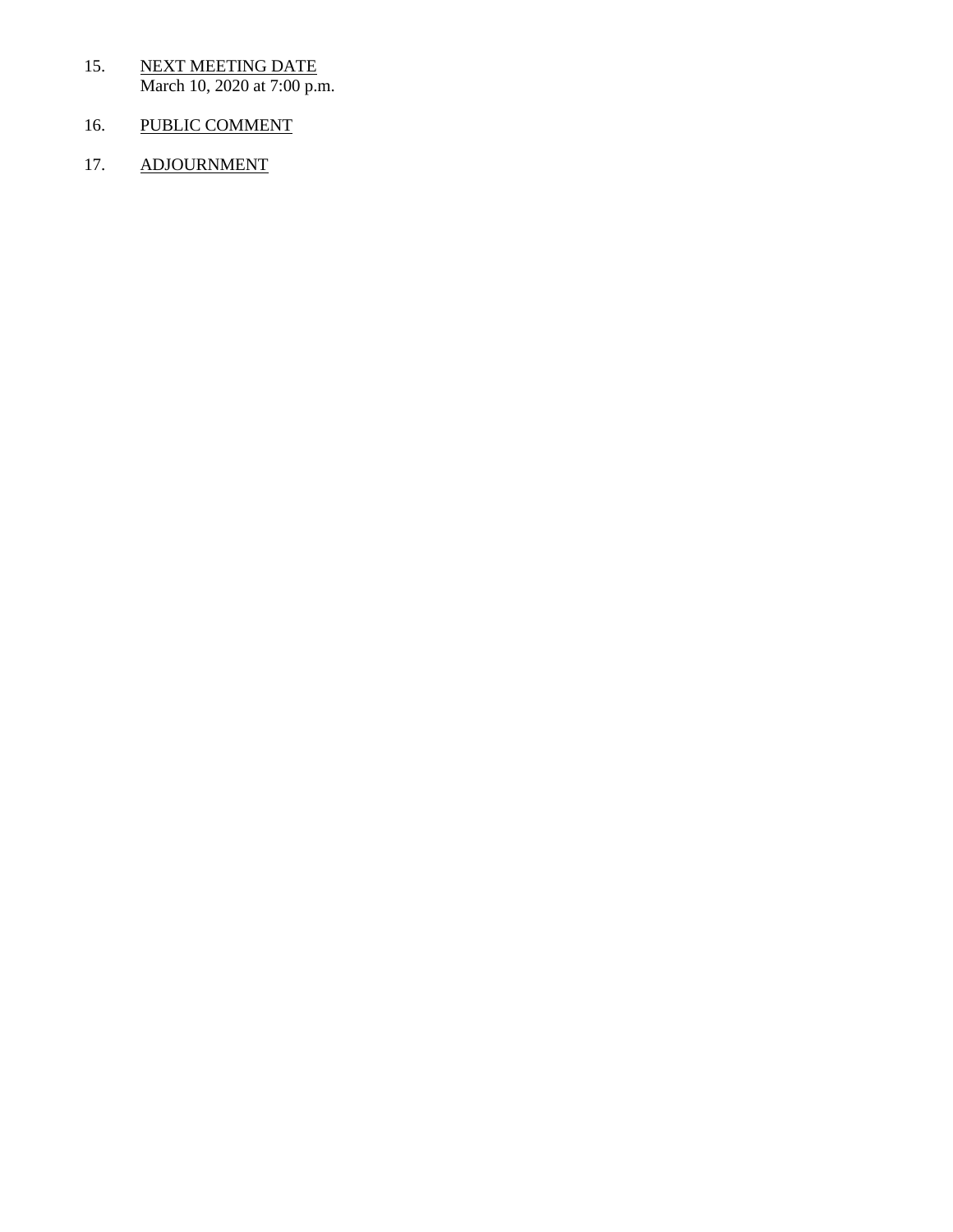15. <u>NEXT MEETING DATE</u>
    March 10, 2020 at 7:00 p.m.

16. <u>PUBLIC COMMENT</u>

17. <u>ADJOURNMENT</u>